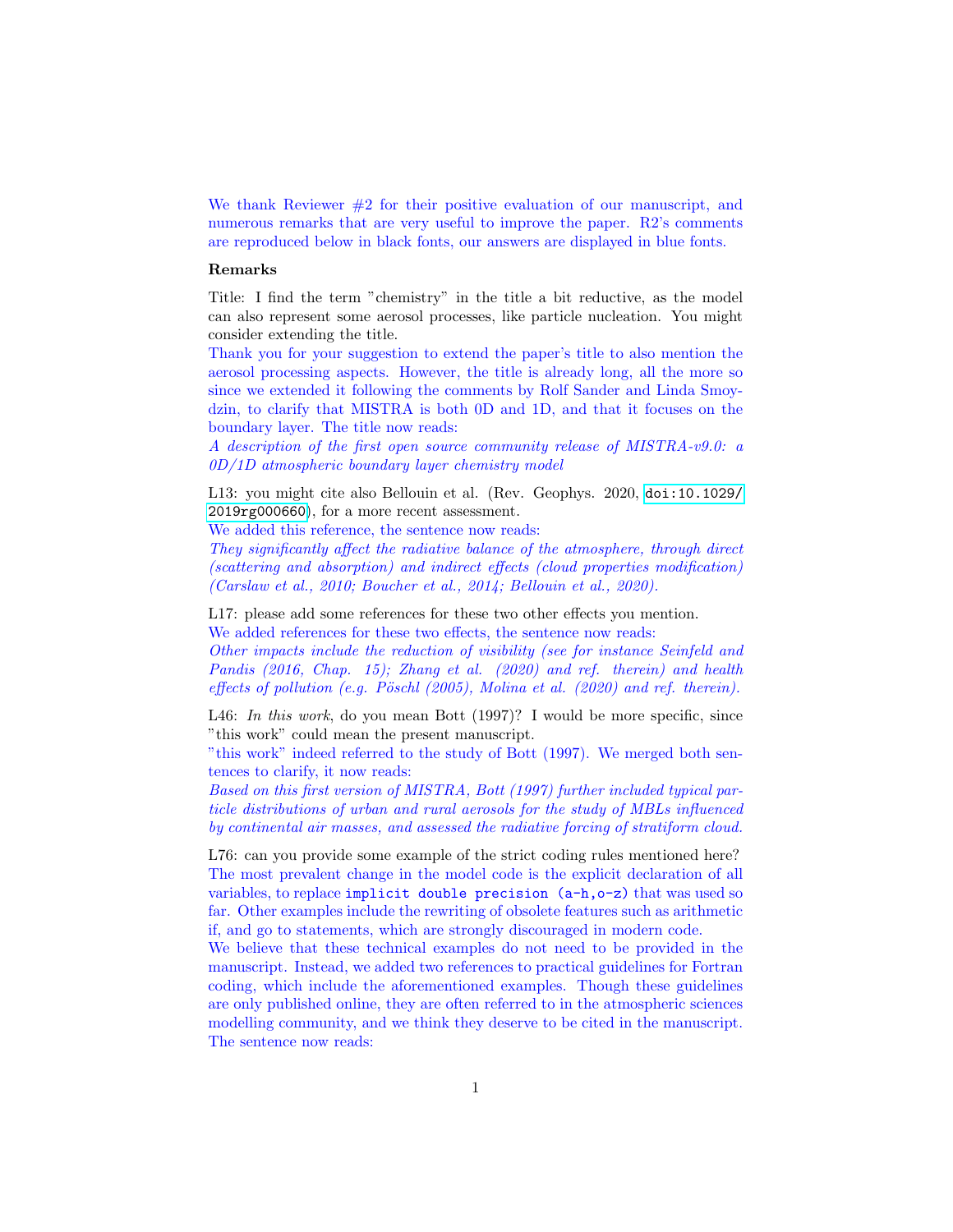We thank Reviewer #2 for their positive evaluation of our manuscript, and numerous remarks that are very useful to improve the paper. R2's comments are reproduced below in black fonts, our answers are displayed in blue fonts.

**Remarks**

Title: I find the term "chemistry" in the title a bit reductive, as the model can also represent some aerosol processes, like particle nucleation. You might consider extending the title.

Thank you for your suggestion to extend the paper's title to also mention the aerosol processing aspects. However, the title is already long, all the more so since we extended it following the comments by Rolf Sander and Linda Smoydzin, to clarify that MISTRA is both 0D and 1D, and that it focuses on the boundary layer. The title now reads:

*A description of the first open source community release of MISTRA-v9.0: a 0D/1D atmospheric boundary layer chemistry model*

L13: you might cite also Bellouin et al. (Rev. Geophys. 2020, `doi:10.1029/2019rg000660`), for a more recent assessment.

We added this reference, the sentence now reads:

*They significantly affect the radiative balance of the atmosphere, through direct (scattering and absorption) and indirect effects (cloud properties modification) (Carslaw et al., 2010; Boucher et al., 2014; Bellouin et al., 2020).*

L17: please add some references for these two other effects you mention.

We added references for these two effects, the sentence now reads:

*Other impacts include the reduction of visibility (see for instance Seinfeld and Pandis (2016, Chap. 15); Zhang et al. (2020) and ref. therein) and health effects of pollution (e.g. Pöschl (2005), Molina et al. (2020) and ref. therein).*

L46: *In this work*, do you mean Bott (1997)? I would be more specific, since "this work" could mean the present manuscript.

"this work" indeed referred to the study of Bott (1997). We merged both sentences to clarify, it now reads:

*Based on this first version of MISTRA, Bott (1997) further included typical particle distributions of urban and rural aerosols for the study of MBLs influenced by continental air masses, and assessed the radiative forcing of stratiform cloud.*

L76: can you provide some example of the strict coding rules mentioned here?

The most prevalent change in the model code is the explicit declaration of all variables, to replace `implicit double precision (a-h,o-z)` that was used so far. Other examples include the rewriting of obsolete features such as arithmetic if, and go to statements, which are strongly discouraged in modern code.

We believe that these technical examples do not need to be provided in the manuscript. Instead, we added two references to practical guidelines for Fortran coding, which include the aforementioned examples. Though these guidelines are only published online, they are often referred to in the atmospheric sciences modelling community, and we think they deserve to be cited in the manuscript. The sentence now reads: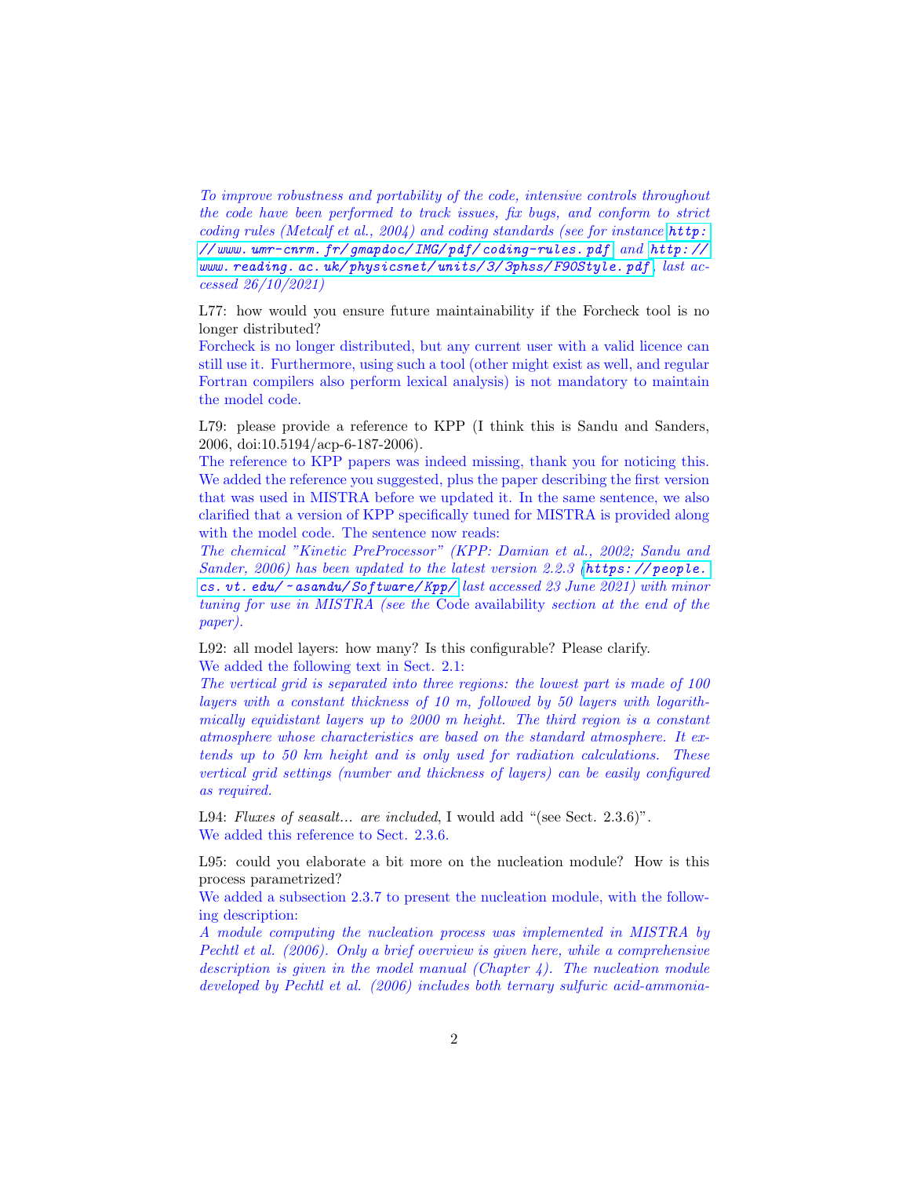*To improve robustness and portability of the code, intensive controls throughout the code have been performed to track issues, fix bugs, and conform to strict coding rules (Metcalf et al., 2004) and coding standards (see for instance* http://www.umr-cnrm.fr/gmapdoc/IMG/pdf/coding-rules.pdf *and* http://www.reading.ac.uk/physicsnet/units/3/3phss/F90Style.pdf*, last accessed 26/10/2021)*

L77: how would you ensure future maintainability if the Forcheck tool is no longer distributed?
Forcheck is no longer distributed, but any current user with a valid licence can still use it. Furthermore, using such a tool (other might exist as well, and regular Fortran compilers also perform lexical analysis) is not mandatory to maintain the model code.

L79: please provide a reference to KPP (I think this is Sandu and Sanders, 2006, doi:10.5194/acp-6-187-2006).
The reference to KPP papers was indeed missing, thank you for noticing this. We added the reference you suggested, plus the paper describing the first version that was used in MISTRA before we updated it. In the same sentence, we also clarified that a version of KPP specifically tuned for MISTRA is provided along with the model code. The sentence now reads:
*The chemical "Kinetic PreProcessor" (KPP: Damian et al., 2002; Sandu and Sander, 2006) has been updated to the latest version 2.2.3 (*https://people.cs.vt.edu/~asandu/Software/Kpp/ *last accessed 23 June 2021) with minor tuning for use in MISTRA (see the* Code availability *section at the end of the paper).*

L92: all model layers: how many? Is this configurable? Please clarify.
We added the following text in Sect. 2.1:
*The vertical grid is separated into three regions: the lowest part is made of 100 layers with a constant thickness of 10 m, followed by 50 layers with logarithmically equidistant layers up to 2000 m height. The third region is a constant atmosphere whose characteristics are based on the standard atmosphere. It extends up to 50 km height and is only used for radiation calculations. These vertical grid settings (number and thickness of layers) can be easily configured as required.*

L94: *Fluxes of seasalt... are included*, I would add "(see Sect. 2.3.6)".
We added this reference to Sect. 2.3.6.

L95: could you elaborate a bit more on the nucleation module? How is this process parametrized?
We added a subsection 2.3.7 to present the nucleation module, with the following description:
*A module computing the nucleation process was implemented in MISTRA by Pechtl et al. (2006). Only a brief overview is given here, while a comprehensive description is given in the model manual (Chapter 4). The nucleation module developed by Pechtl et al. (2006) includes both ternary sulfuric acid-ammonia-*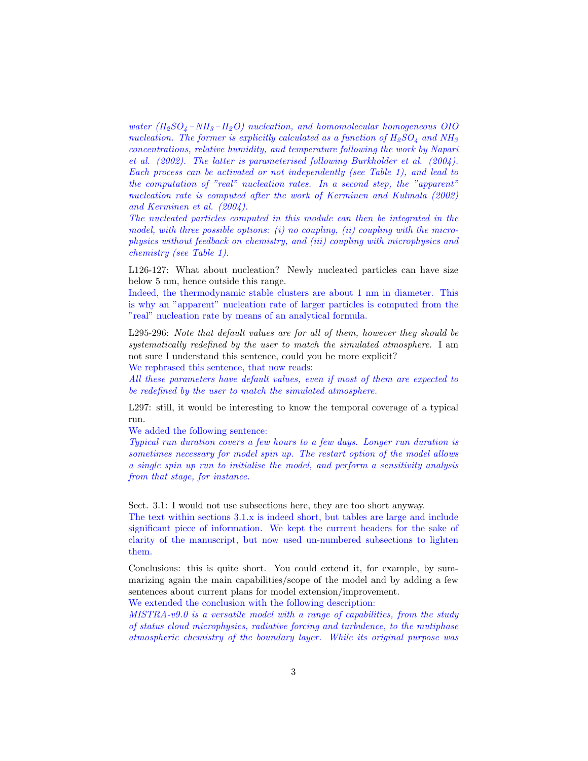*water ($H_2SO_4$–$NH_3$–$H_2O$) nucleation, and homomolecular homogeneous OIO nucleation. The former is explicitly calculated as a function of $H_2SO_4$ and $NH_3$ concentrations, relative humidity, and temperature following the work by Napari et al. (2002). The latter is parameterised following Burkholder et al. (2004). Each process can be activated or not independently (see Table 1), and lead to the computation of "real" nucleation rates. In a second step, the "apparent" nucleation rate is computed after the work of Kerminen and Kulmala (2002) and Kerminen et al. (2004).*

*The nucleated particles computed in this module can then be integrated in the model, with three possible options: (i) no coupling, (ii) coupling with the microphysics without feedback on chemistry, and (iii) coupling with microphysics and chemistry (see Table 1).*

L126-127: What about nucleation? Newly nucleated particles can have size below 5 nm, hence outside this range.

Indeed, the thermodynamic stable clusters are about 1 nm in diameter. This is why an "apparent" nucleation rate of larger particles is computed from the "real" nucleation rate by means of an analytical formula.

L295-296: *Note that default values are for all of them, however they should be systematically redefined by the user to match the simulated atmosphere.* I am not sure I understand this sentence, could you be more explicit?

We rephrased this sentence, that now reads:

*All these parameters have default values, even if most of them are expected to be redefined by the user to match the simulated atmosphere.*

L297: still, it would be interesting to know the temporal coverage of a typical run.

We added the following sentence:

*Typical run duration covers a few hours to a few days. Longer run duration is sometimes necessary for model spin up. The restart option of the model allows a single spin up run to initialise the model, and perform a sensitivity analysis from that stage, for instance.*

Sect. 3.1: I would not use subsections here, they are too short anyway.

The text within sections 3.1.x is indeed short, but tables are large and include significant piece of information. We kept the current headers for the sake of clarity of the manuscript, but now used un-numbered subsections to lighten them.

Conclusions: this is quite short. You could extend it, for example, by summarizing again the main capabilities/scope of the model and by adding a few sentences about current plans for model extension/improvement.

We extended the conclusion with the following description:

*MISTRA-v9.0 is a versatile model with a range of capabilities, from the study of status cloud microphysics, radiative forcing and turbulence, to the mutiphase atmospheric chemistry of the boundary layer. While its original purpose was*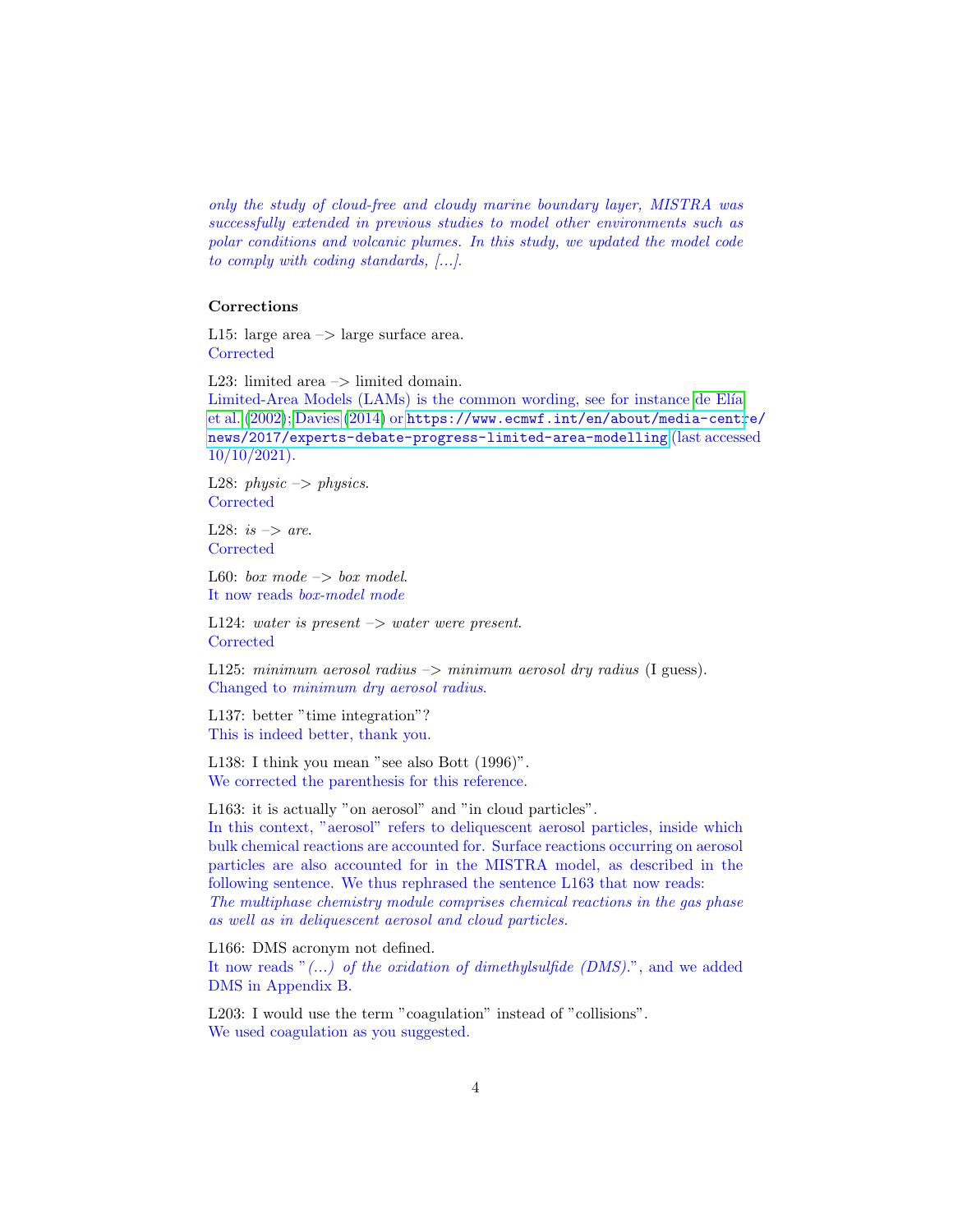*only the study of cloud-free and cloudy marine boundary layer, MISTRA was successfully extended in previous studies to model other environments such as polar conditions and volcanic plumes. In this study, we updated the model code to comply with coding standards, [...].*

**Corrections**

L15: large area –> large surface area.
Corrected

L23: limited area –> limited domain.
Limited-Area Models (LAMs) is the common wording, see for instance de Elía et al. (2002); Davies (2014) or https://www.ecmwf.int/en/about/media-centre/news/2017/experts-debate-progress-limited-area-modelling (last accessed 10/10/2021).

L28: *physic* –> *physics*.
Corrected

L28: *is* –> *are*.
Corrected

L60: *box mode* –> *box model*.
It now reads *box-model mode*

L124: *water is present* –> *water were present*.
Corrected

L125: *minimum aerosol radius* –> *minimum aerosol dry radius* (I guess).
Changed to *minimum dry aerosol radius*.

L137: better "time integration"?
This is indeed better, thank you.

L138: I think you mean "see also Bott (1996)".
We corrected the parenthesis for this reference.

L163: it is actually "on aerosol" and "in cloud particles".
In this context, "aerosol" refers to deliquescent aerosol particles, inside which bulk chemical reactions are accounted for. Surface reactions occurring on aerosol particles are also accounted for in the MISTRA model, as described in the following sentence. We thus rephrased the sentence L163 that now reads:
*The multiphase chemistry module comprises chemical reactions in the gas phase as well as in deliquescent aerosol and cloud particles.*

L166: DMS acronym not defined.
It now reads "*(...) of the oxidation of dimethylsulfide (DMS).*", and we added DMS in Appendix B.

L203: I would use the term "coagulation" instead of "collisions".
We used coagulation as you suggested.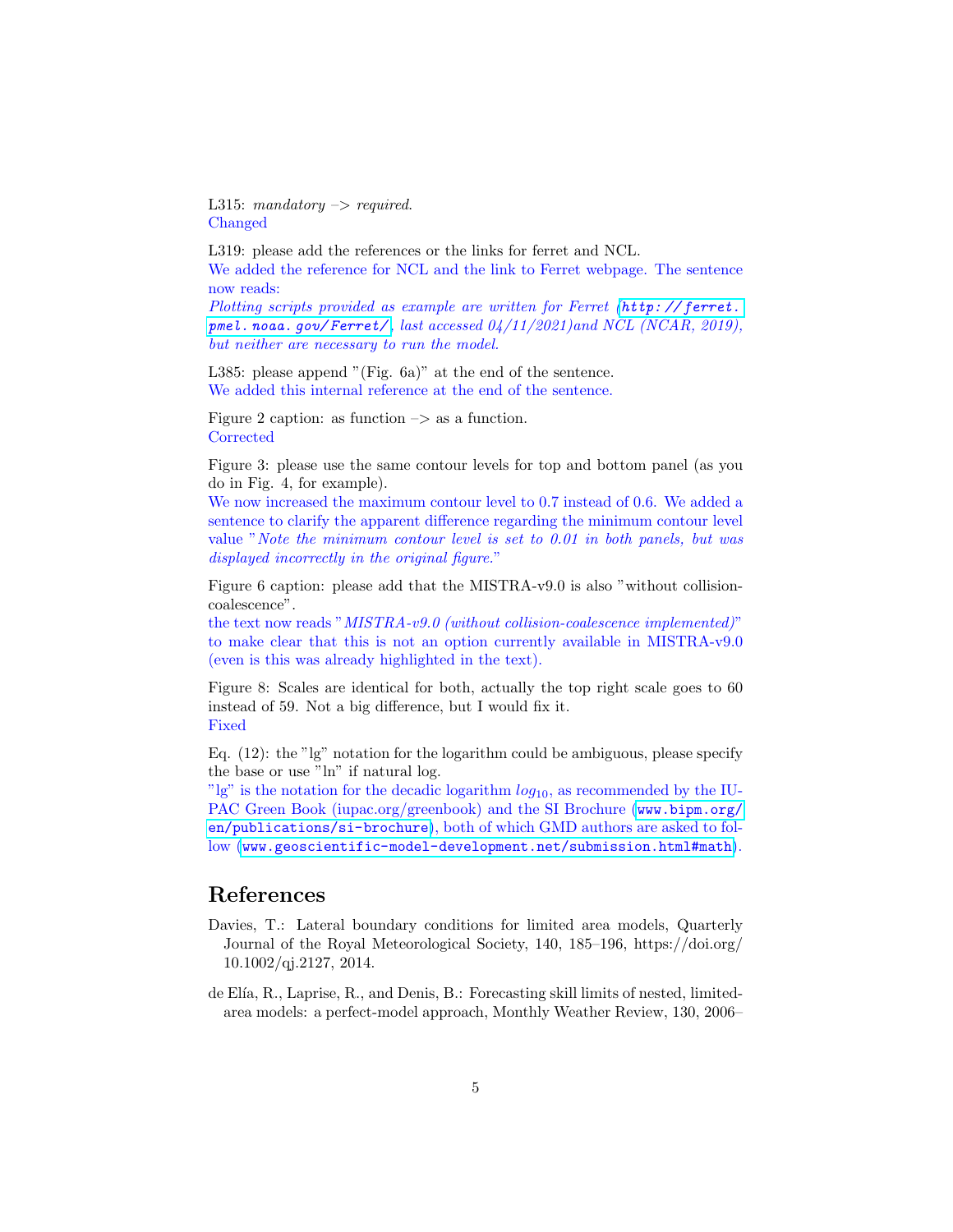L315: *mandatory –> required.*
Changed

L319: please add the references or the links for ferret and NCL.
We added the reference for NCL and the link to Ferret webpage. The sentence now reads:
*Plotting scripts provided as example are written for Ferret (http://ferret.pmel.noaa.gov/Ferret/, last accessed 04/11/2021)and NCL (NCAR, 2019), but neither are necessary to run the model.*

L385: please append "(Fig. 6a)" at the end of the sentence.
We added this internal reference at the end of the sentence.

Figure 2 caption: as function –> as a function.
Corrected

Figure 3: please use the same contour levels for top and bottom panel (as you do in Fig. 4, for example).
We now increased the maximum contour level to 0.7 instead of 0.6. We added a sentence to clarify the apparent difference regarding the minimum contour level value "*Note the minimum contour level is set to 0.01 in both panels, but was displayed incorrectly in the original figure.*"

Figure 6 caption: please add that the MISTRA-v9.0 is also "without collision-coalescence".
the text now reads "*MISTRA-v9.0 (without collision-coalescence implemented)*" to make clear that this is not an option currently available in MISTRA-v9.0 (even is this was already highlighted in the text).

Figure 8: Scales are identical for both, actually the top right scale goes to 60 instead of 59. Not a big difference, but I would fix it.
Fixed

Eq. (12): the "lg" notation for the logarithm could be ambiguous, please specify the base or use "ln" if natural log.
"lg" is the notation for the decadic logarithm $log_{10}$, as recommended by the IUPAC Green Book (iupac.org/greenbook) and the SI Brochure (www.bipm.org/en/publications/si-brochure), both of which GMD authors are asked to follow (www.geoscientific-model-development.net/submission.html#math).

## References

Davies, T.: Lateral boundary conditions for limited area models, Quarterly Journal of the Royal Meteorological Society, 140, 185–196, https://doi.org/10.1002/qj.2127, 2014.

de Elía, R., Laprise, R., and Denis, B.: Forecasting skill limits of nested, limited-area models: a perfect-model approach, Monthly Weather Review, 130, 2006–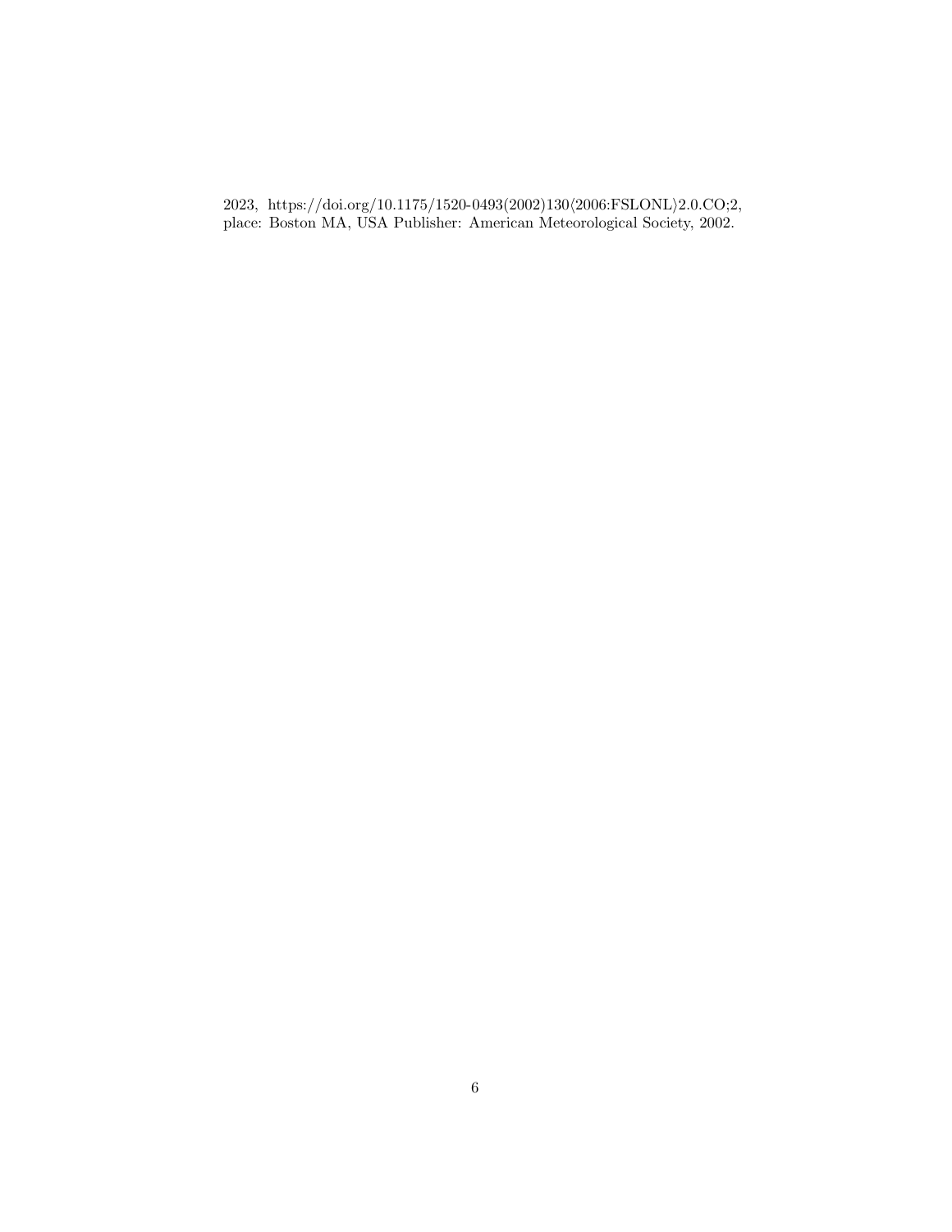2023, https://doi.org/10.1175/1520-0493(2002)130⟨2006:FSLONL⟩2.0.CO;2, place: Boston MA, USA Publisher: American Meteorological Society, 2002.